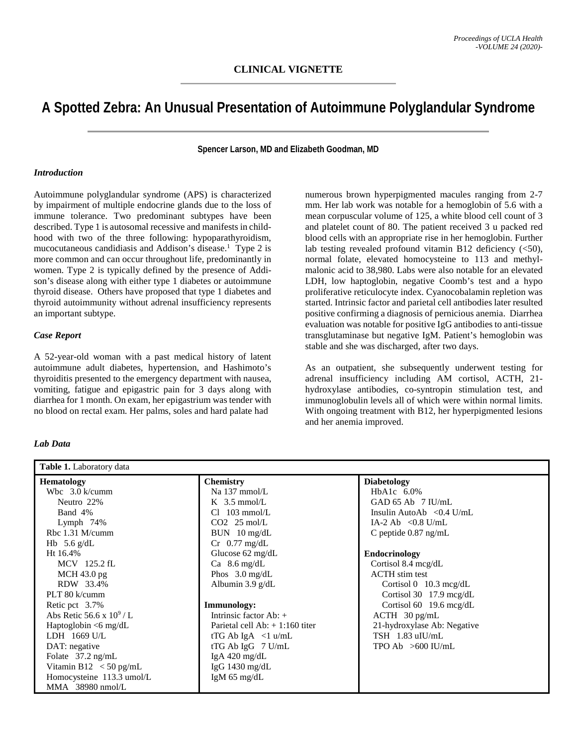CLINICAL VIGNETTE

# A Spotted Zebra: An Unusual Presentation of Autoimmune Polyglandular Syndrome

**Spencer Larson, MD and Elizabeth Goodman, MD**

### *Introduction*

Autoimmune polyglandular syndrome (APS) is characterized by impairment of multiple endocrine glands due to the loss of immune tolerance. Two predominant subtypes have been described. Type 1 is autosomal recessive and manifests in childhood with two of the three following: hypoparathyroidism, mucocutaneous candidiasis and Addison's disease.[1] Type 2 is more common and can occur throughout life, predominantly in women. Type 2 is typically defined by the presence of Addison's disease along with either type 1 diabetes or autoimmune thyroid disease. Others have proposed that type 1 diabetes and thyroid autoimmunity without adrenal insufficiency represents an important subtype.

### *Case Report*

A 52-year-old woman with a past medical history of latent autoimmune adult diabetes, hypertension, and Hashimoto's thyroiditis presented to the emergency department with nausea, vomiting, fatigue and epigastric pain for 3 days along with diarrhea for 1 month. On exam, her epigastrium was tender with no blood on rectal exam. Her palms, soles and hard palate had numerous brown hyperpigmented macules ranging from 2-7 mm. Her lab work was notable for a hemoglobin of 5.6 with a mean corpuscular volume of 125, a white blood cell count of 3 and platelet count of 80. The patient received 3 u packed red blood cells with an appropriate rise in her hemoglobin. Further lab testing revealed profound vitamin B12 deficiency (<50), normal folate, elevated homocysteine to 113 and methylmalonic acid to 38,980. Labs were also notable for an elevated LDH, low haptoglobin, negative Coomb's test and a hypo proliferative reticulocyte index. Cyanocobalamin repletion was started. Intrinsic factor and parietal cell antibodies later resulted positive confirming a diagnosis of pernicious anemia. Diarrhea evaluation was notable for positive IgG antibodies to anti-tissue transglutaminase but negative IgM. Patient's hemoglobin was stable and she was discharged, after two days.

As an outpatient, she subsequently underwent testing for adrenal insufficiency including AM cortisol, ACTH, 21-hydroxylase antibodies, co-syntropin stimulation test, and immunoglobulin levels all of which were within normal limits. With ongoing treatment with B12, her hyperpigmented lesions and her anemia improved.

### *Lab Data*

**Table 1.** Laboratory data

| **Hematology** | **Chemistry** | **Diabetology** |
|---|---|---|
| Wbc 3.0 k/cumm | Na 137 mmol/L | HbA1c 6.0% |
| Neutro 22% | K 3.5 mmol/L | GAD 65 Ab 7 IU/mL |
| Band 4% | Cl 103 mmol/L | Insulin AutoAb <0.4 U/mL |
| Lymph 74% | CO2 25 mol/L | IA-2 Ab <0.8 U/mL |
| Rbc 1.31 M/cumm | BUN 10 mg/dL | C peptide 0.87 ng/mL |
| Hb 5.6 g/dL | Cr 0.77 mg/dL | |
| Ht 16.4% | Glucose 62 mg/dL | **Endocrinology** |
| MCV 125.2 fL | Ca 8.6 mg/dL | Cortisol 8.4 mcg/dL |
| MCH 43.0 pg | Phos 3.0 mg/dL | ACTH stim test |
| RDW 33.4% | Albumin 3.9 g/dL | Cortisol 0 10.3 mcg/dL |
| PLT 80 k/cumm | | Cortisol 30 17.9 mcg/dL |
| Retic pct 3.7% | **Immunology:** | Cortisol 60 19.6 mcg/dL |
| Abs Retic 56.6 x $10^9$ / L | Intrinsic factor Ab: + | ACTH 30 pg/mL |
| Haptoglobin <6 mg/dL | Parietal cell Ab: + 1:160 titer | 21-hydroxylase Ab: Negative |
| LDH 1669 U/L | tTG Ab IgA <1 u/mL | TSH 1.83 uIU/mL |
| DAT: negative | tTG Ab IgG 7 U/mL | TPO Ab >600 IU/mL |
| Folate 37.2 ng/mL | IgA 420 mg/dL | |
| Vitamin B12 < 50 pg/mL | IgG 1430 mg/dL | |
| Homocysteine 113.3 umol/L | IgM 65 mg/dL | |
| MMA 38980 nmol/L | | |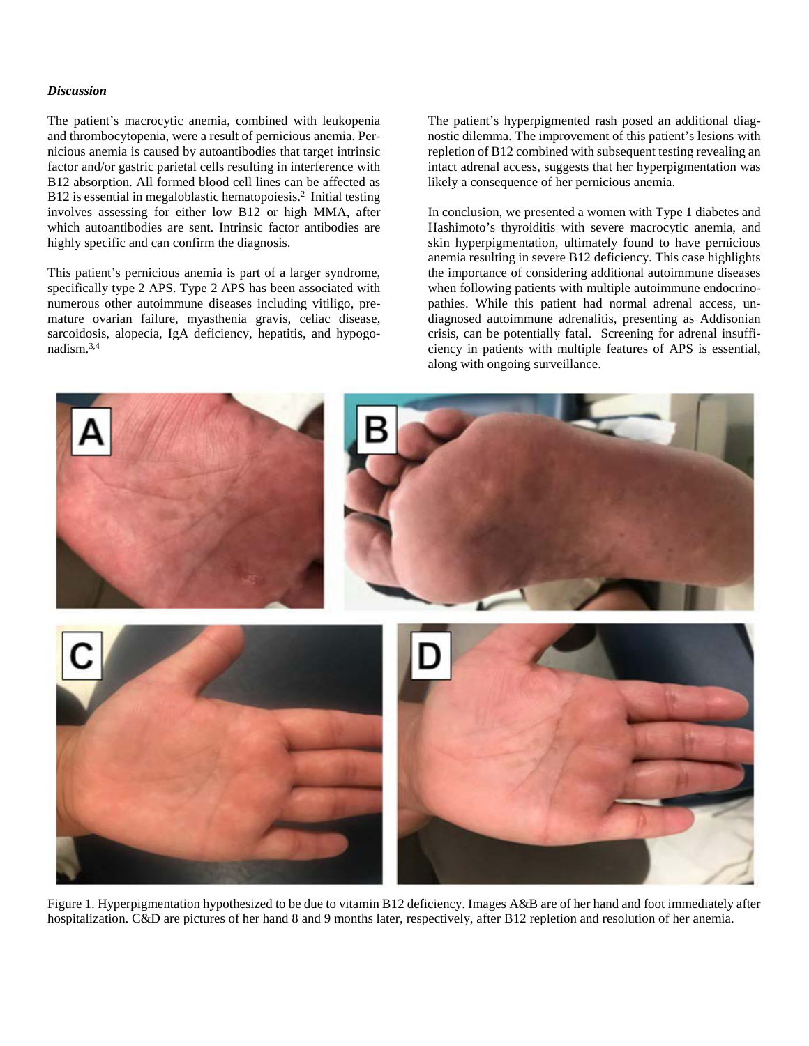### *Discussion*

The patient's macrocytic anemia, combined with leukopenia and thrombocytopenia, were a result of pernicious anemia. Pernicious anemia is caused by autoantibodies that target intrinsic factor and/or gastric parietal cells resulting in interference with B12 absorption. All formed blood cell lines can be affected as B12 is essential in megaloblastic hematopoiesis.[2] Initial testing involves assessing for either low B12 or high MMA, after which autoantibodies are sent. Intrinsic factor antibodies are highly specific and can confirm the diagnosis.

This patient's pernicious anemia is part of a larger syndrome, specifically type 2 APS. Type 2 APS has been associated with numerous other autoimmune diseases including vitiligo, premature ovarian failure, myasthenia gravis, celiac disease, sarcoidosis, alopecia, IgA deficiency, hepatitis, and hypogonadism.[3,4]

The patient's hyperpigmented rash posed an additional diagnostic dilemma. The improvement of this patient's lesions with repletion of B12 combined with subsequent testing revealing an intact adrenal access, suggests that her hyperpigmentation was likely a consequence of her pernicious anemia.

In conclusion, we presented a women with Type 1 diabetes and Hashimoto's thyroiditis with severe macrocytic anemia, and skin hyperpigmentation, ultimately found to have pernicious anemia resulting in severe B12 deficiency. This case highlights the importance of considering additional autoimmune diseases when following patients with multiple autoimmune endocrinopathies. While this patient had normal adrenal access, undiagnosed autoimmune adrenalitis, presenting as Addisonian crisis, can be potentially fatal. Screening for adrenal insufficiency in patients with multiple features of APS is essential, along with ongoing surveillance.

Figure 1. Hyperpigmentation hypothesized to be due to vitamin B12 deficiency. Images A&B are of her hand and foot immediately after hospitalization. C&D are pictures of her hand 8 and 9 months later, respectively, after B12 repletion and resolution of her anemia.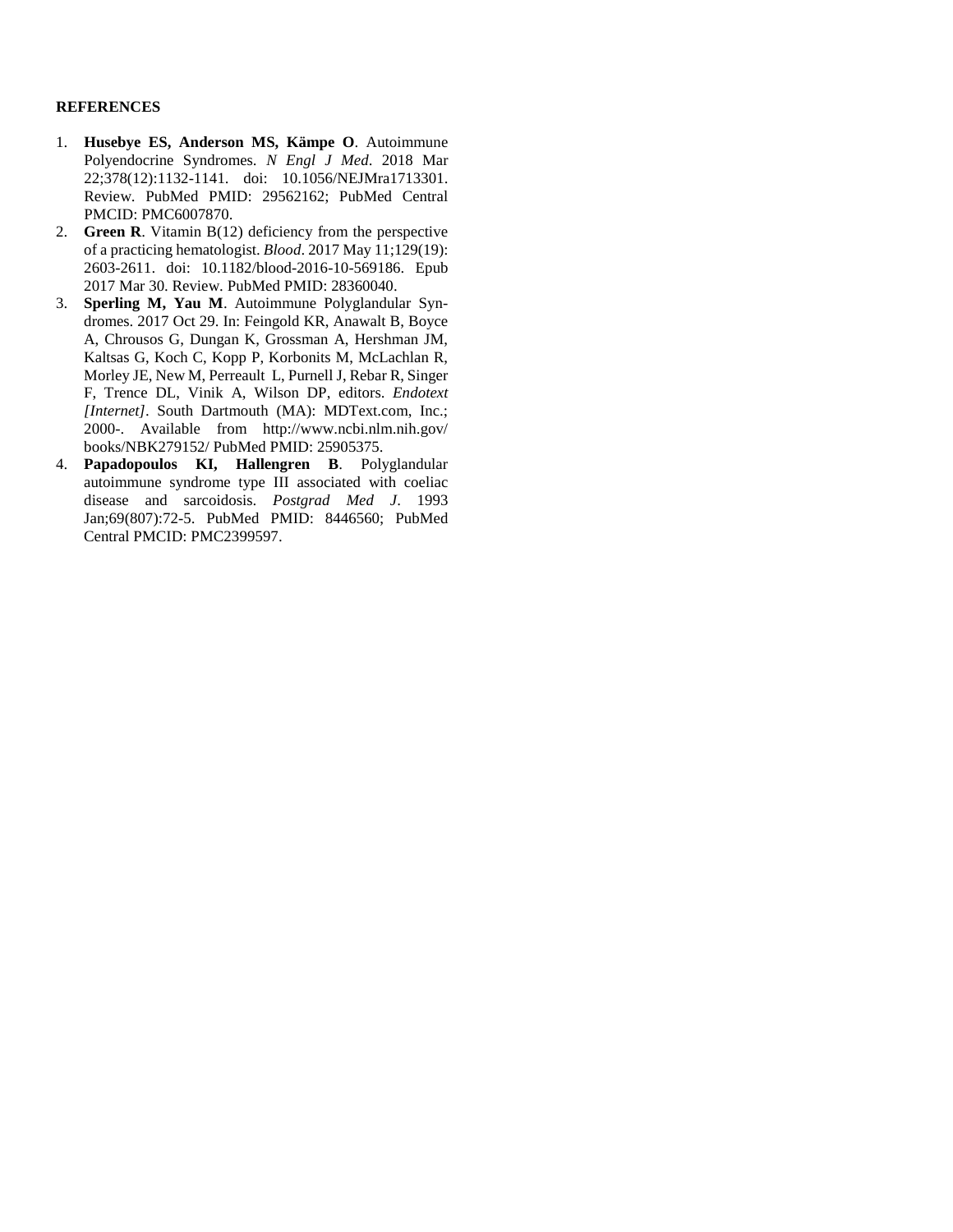## REFERENCES

1. **Husebye ES, Anderson MS, Kämpe O**. Autoimmune Polyendocrine Syndromes. *N Engl J Med*. 2018 Mar 22;378(12):1132-1141. doi: 10.1056/NEJMra1713301. Review. PubMed PMID: 29562162; PubMed Central PMCID: PMC6007870.
2. **Green R**. Vitamin B(12) deficiency from the perspective of a practicing hematologist. *Blood*. 2017 May 11;129(19): 2603-2611. doi: 10.1182/blood-2016-10-569186. Epub 2017 Mar 30. Review. PubMed PMID: 28360040.
3. **Sperling M, Yau M**. Autoimmune Polyglandular Syndromes. 2017 Oct 29. In: Feingold KR, Anawalt B, Boyce A, Chrousos G, Dungan K, Grossman A, Hershman JM, Kaltsas G, Koch C, Kopp P, Korbonits M, McLachlan R, Morley JE, New M, Perreault L, Purnell J, Rebar R, Singer F, Trence DL, Vinik A, Wilson DP, editors. *Endotext [Internet]*. South Dartmouth (MA): MDText.com, Inc.; 2000-. Available from http://www.ncbi.nlm.nih.gov/books/NBK279152/ PubMed PMID: 25905375.
4. **Papadopoulos KI, Hallengren B**. Polyglandular autoimmune syndrome type III associated with coeliac disease and sarcoidosis. *Postgrad Med J*. 1993 Jan;69(807):72-5. PubMed PMID: 8446560; PubMed Central PMCID: PMC2399597.